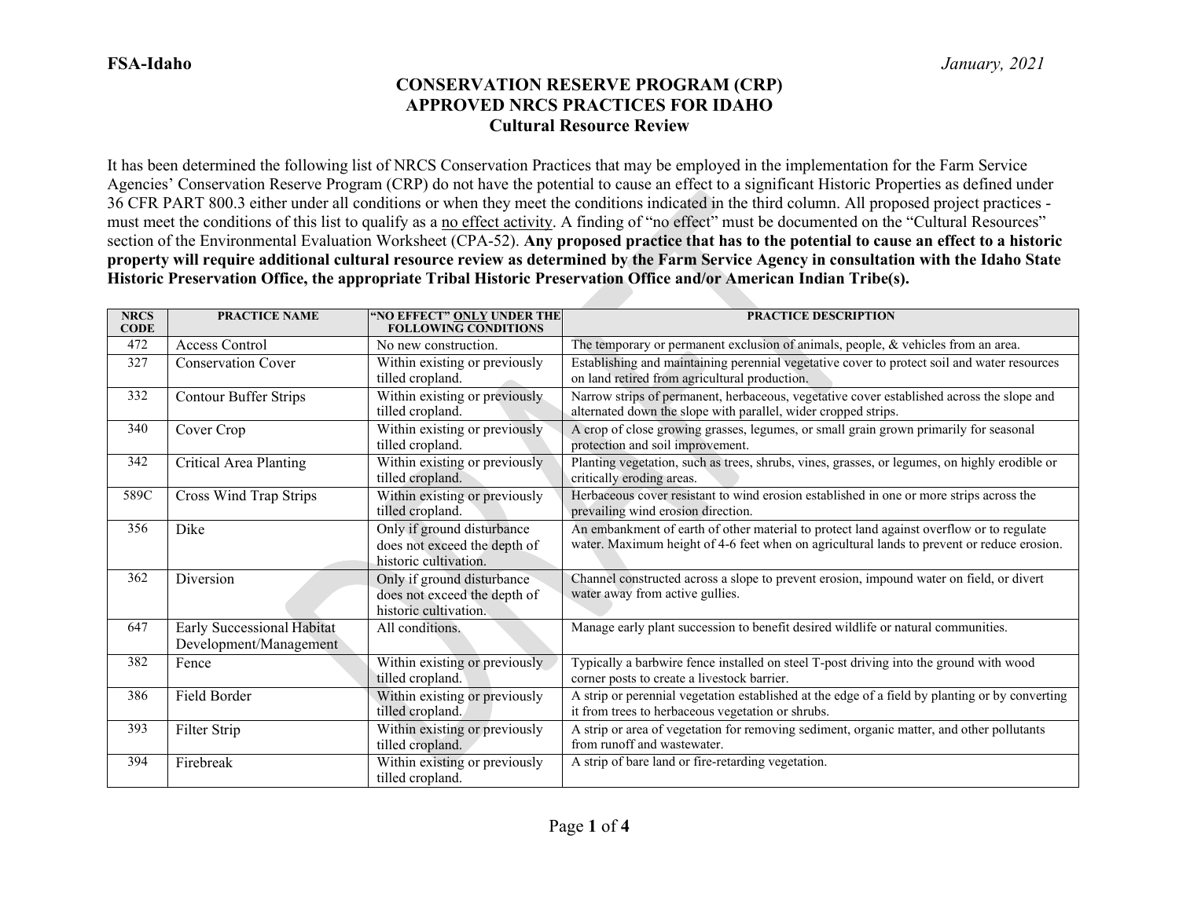**FSA-Idaho** *January, 2021*

# CONSERVATION RESERVE PROGRAM (CRP)
## APPROVED NRCS PRACTICES FOR IDAHO
### Cultural Resource Review

It has been determined the following list of NRCS Conservation Practices that may be employed in the implementation for the Farm Service Agencies' Conservation Reserve Program (CRP) do not have the potential to cause an effect to a significant Historic Properties as defined under 36 CFR PART 800.3 either under all conditions or when they meet the conditions indicated in the third column. All proposed project practices - must meet the conditions of this list to qualify as a no effect activity. A finding of "no effect" must be documented on the "Cultural Resources" section of the Environmental Evaluation Worksheet (CPA-52). **Any proposed practice that has to the potential to cause an effect to a historic property will require additional cultural resource review as determined by the Farm Service Agency in consultation with the Idaho State Historic Preservation Office, the appropriate Tribal Historic Preservation Office and/or American Indian Tribe(s).**

| NRCS CODE | PRACTICE NAME | "NO EFFECT" ONLY UNDER THE FOLLOWING CONDITIONS | PRACTICE DESCRIPTION |
|---|---|---|---|
| 472 | Access Control | No new construction. | The temporary or permanent exclusion of animals, people, & vehicles from an area. |
| 327 | Conservation Cover | Within existing or previously tilled cropland. | Establishing and maintaining perennial vegetative cover to protect soil and water resources on land retired from agricultural production. |
| 332 | Contour Buffer Strips | Within existing or previously tilled cropland. | Narrow strips of permanent, herbaceous, vegetative cover established across the slope and alternated down the slope with parallel, wider cropped strips. |
| 340 | Cover Crop | Within existing or previously tilled cropland. | A crop of close growing grasses, legumes, or small grain grown primarily for seasonal protection and soil improvement. |
| 342 | Critical Area Planting | Within existing or previously tilled cropland. | Planting vegetation, such as trees, shrubs, vines, grasses, or legumes, on highly erodible or critically eroding areas. |
| 589C | Cross Wind Trap Strips | Within existing or previously tilled cropland. | Herbaceous cover resistant to wind erosion established in one or more strips across the prevailing wind erosion direction. |
| 356 | Dike | Only if ground disturbance does not exceed the depth of historic cultivation. | An embankment of earth of other material to protect land against overflow or to regulate water. Maximum height of 4-6 feet when on agricultural lands to prevent or reduce erosion. |
| 362 | Diversion | Only if ground disturbance does not exceed the depth of historic cultivation. | Channel constructed across a slope to prevent erosion, impound water on field, or divert water away from active gullies. |
| 647 | Early Successional Habitat Development/Management | All conditions. | Manage early plant succession to benefit desired wildlife or natural communities. |
| 382 | Fence | Within existing or previously tilled cropland. | Typically a barbwire fence installed on steel T-post driving into the ground with wood corner posts to create a livestock barrier. |
| 386 | Field Border | Within existing or previously tilled cropland. | A strip or perennial vegetation established at the edge of a field by planting or by converting it from trees to herbaceous vegetation or shrubs. |
| 393 | Filter Strip | Within existing or previously tilled cropland. | A strip or area of vegetation for removing sediment, organic matter, and other pollutants from runoff and wastewater. |
| 394 | Firebreak | Within existing or previously tilled cropland. | A strip of bare land or fire-retarding vegetation. |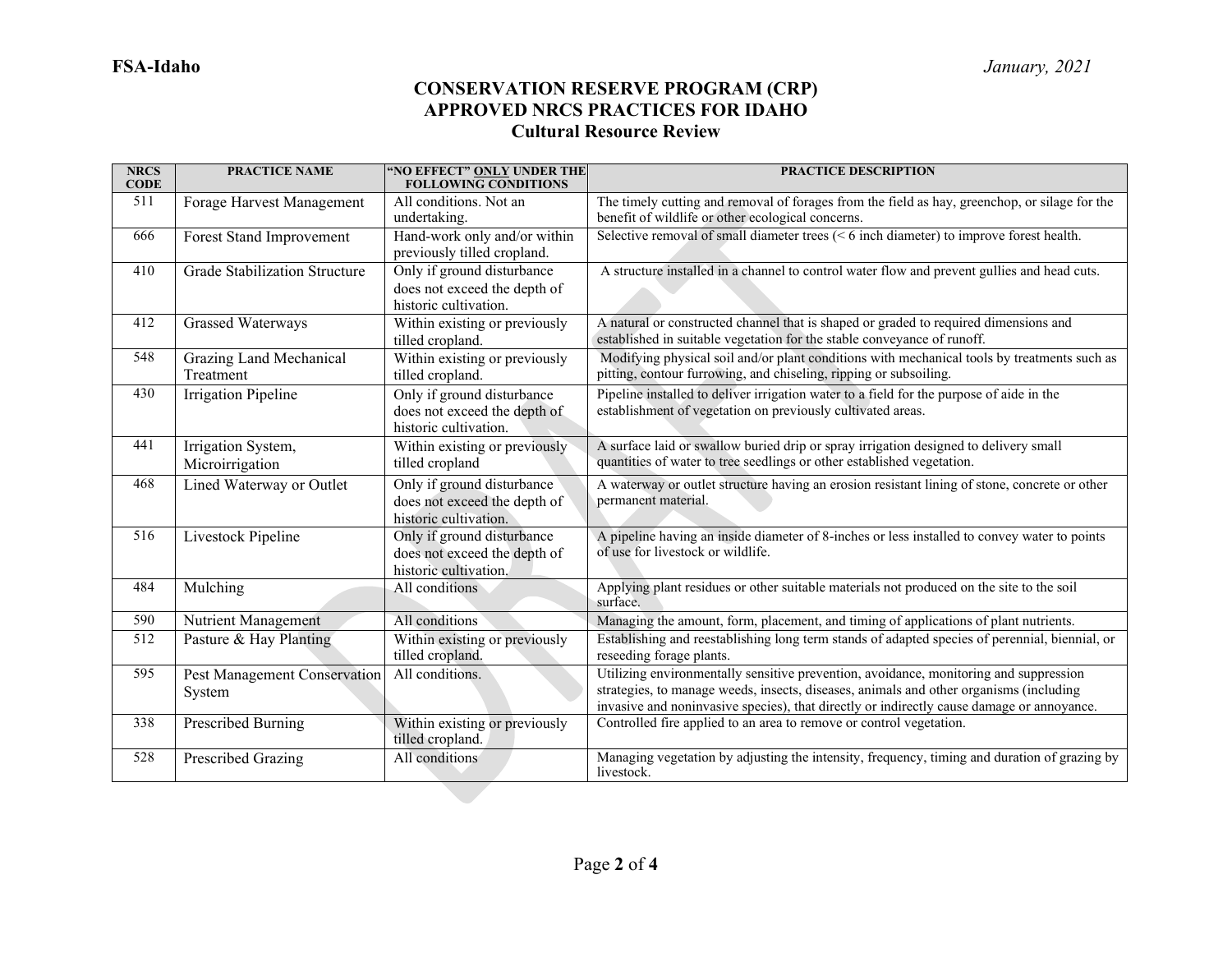**FSA-Idaho** *January, 2021*

# CONSERVATION RESERVE PROGRAM (CRP)
## APPROVED NRCS PRACTICES FOR IDAHO
### Cultural Resource Review

| NRCS CODE | PRACTICE NAME | "NO EFFECT" ONLY UNDER THE FOLLOWING CONDITIONS | PRACTICE DESCRIPTION |
|---|---|---|---|
| 511 | Forage Harvest Management | All conditions. Not an undertaking. | The timely cutting and removal of forages from the field as hay, greenchop, or silage for the benefit of wildlife or other ecological concerns. |
| 666 | Forest Stand Improvement | Hand-work only and/or within previously tilled cropland. | Selective removal of small diameter trees (< 6 inch diameter) to improve forest health. |
| 410 | Grade Stabilization Structure | Only if ground disturbance does not exceed the depth of historic cultivation. | A structure installed in a channel to control water flow and prevent gullies and head cuts. |
| 412 | Grassed Waterways | Within existing or previously tilled cropland. | A natural or constructed channel that is shaped or graded to required dimensions and established in suitable vegetation for the stable conveyance of runoff. |
| 548 | Grazing Land Mechanical Treatment | Within existing or previously tilled cropland. | Modifying physical soil and/or plant conditions with mechanical tools by treatments such as pitting, contour furrowing, and chiseling, ripping or subsoiling. |
| 430 | Irrigation Pipeline | Only if ground disturbance does not exceed the depth of historic cultivation. | Pipeline installed to deliver irrigation water to a field for the purpose of aide in the establishment of vegetation on previously cultivated areas. |
| 441 | Irrigation System, Microirrigation | Within existing or previously tilled cropland | A surface laid or swallow buried drip or spray irrigation designed to delivery small quantities of water to tree seedlings or other established vegetation. |
| 468 | Lined Waterway or Outlet | Only if ground disturbance does not exceed the depth of historic cultivation. | A waterway or outlet structure having an erosion resistant lining of stone, concrete or other permanent material. |
| 516 | Livestock Pipeline | Only if ground disturbance does not exceed the depth of historic cultivation. | A pipeline having an inside diameter of 8-inches or less installed to convey water to points of use for livestock or wildlife. |
| 484 | Mulching | All conditions | Applying plant residues or other suitable materials not produced on the site to the soil surface. |
| 590 | Nutrient Management | All conditions | Managing the amount, form, placement, and timing of applications of plant nutrients. |
| 512 | Pasture & Hay Planting | Within existing or previously tilled cropland. | Establishing and reestablishing long term stands of adapted species of perennial, biennial, or reseeding forage plants. |
| 595 | Pest Management Conservation System | All conditions. | Utilizing environmentally sensitive prevention, avoidance, monitoring and suppression strategies, to manage weeds, insects, diseases, animals and other organisms (including invasive and noninvasive species), that directly or indirectly cause damage or annoyance. |
| 338 | Prescribed Burning | Within existing or previously tilled cropland. | Controlled fire applied to an area to remove or control vegetation. |
| 528 | Prescribed Grazing | All conditions | Managing vegetation by adjusting the intensity, frequency, timing and duration of grazing by livestock. |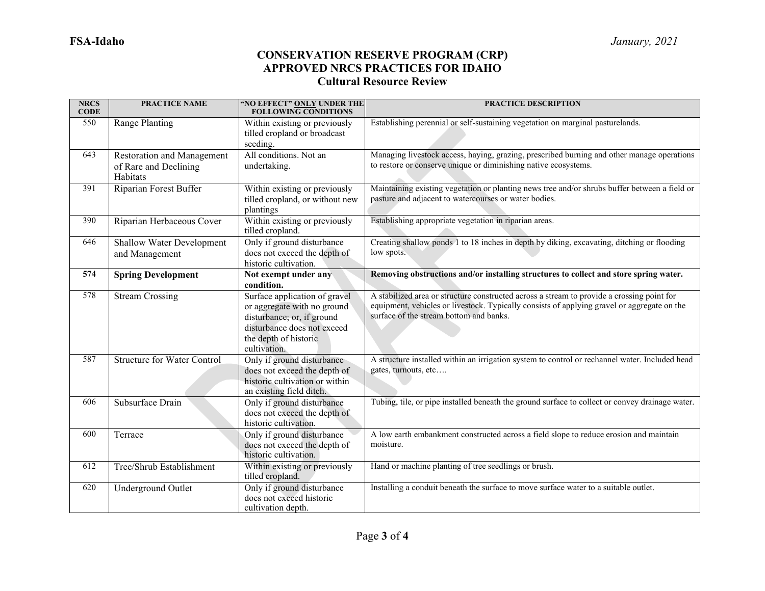# CONSERVATION RESERVE PROGRAM (CRP)
## APPROVED NRCS PRACTICES FOR IDAHO
### Cultural Resource Review

| NRCS CODE | PRACTICE NAME | "NO EFFECT" ONLY UNDER THE FOLLOWING CONDITIONS | PRACTICE DESCRIPTION |
|---|---|---|---|
| 550 | Range Planting | Within existing or previously tilled cropland or broadcast seeding. | Establishing perennial or self-sustaining vegetation on marginal pasturelands. |
| 643 | Restoration and Management of Rare and Declining Habitats | All conditions. Not an undertaking. | Managing livestock access, haying, grazing, prescribed burning and other manage operations to restore or conserve unique or diminishing native ecosystems. |
| 391 | Riparian Forest Buffer | Within existing or previously tilled cropland, or without new plantings | Maintaining existing vegetation or planting news tree and/or shrubs buffer between a field or pasture and adjacent to watercourses or water bodies. |
| 390 | Riparian Herbaceous Cover | Within existing or previously tilled cropland. | Establishing appropriate vegetation in riparian areas. |
| 646 | Shallow Water Development and Management | Only if ground disturbance does not exceed the depth of historic cultivation. | Creating shallow ponds 1 to 18 inches in depth by diking, excavating, ditching or flooding low spots. |
| **574** | **Spring Development** | **Not exempt under any condition.** | **Removing obstructions and/or installing structures to collect and store spring water.** |
| 578 | Stream Crossing | Surface application of gravel or aggregate with no ground disturbance; or, if ground disturbance does not exceed the depth of historic cultivation. | A stabilized area or structure constructed across a stream to provide a crossing point for equipment, vehicles or livestock. Typically consists of applying gravel or aggregate on the surface of the stream bottom and banks. |
| 587 | Structure for Water Control | Only if ground disturbance does not exceed the depth of historic cultivation or within an existing field ditch. | A structure installed within an irrigation system to control or rechannel water. Included head gates, turnouts, etc…. |
| 606 | Subsurface Drain | Only if ground disturbance does not exceed the depth of historic cultivation. | Tubing, tile, or pipe installed beneath the ground surface to collect or convey drainage water. |
| 600 | Terrace | Only if ground disturbance does not exceed the depth of historic cultivation. | A low earth embankment constructed across a field slope to reduce erosion and maintain moisture. |
| 612 | Tree/Shrub Establishment | Within existing or previously tilled cropland. | Hand or machine planting of tree seedlings or brush. |
| 620 | Underground Outlet | Only if ground disturbance does not exceed historic cultivation depth. | Installing a conduit beneath the surface to move surface water to a suitable outlet. |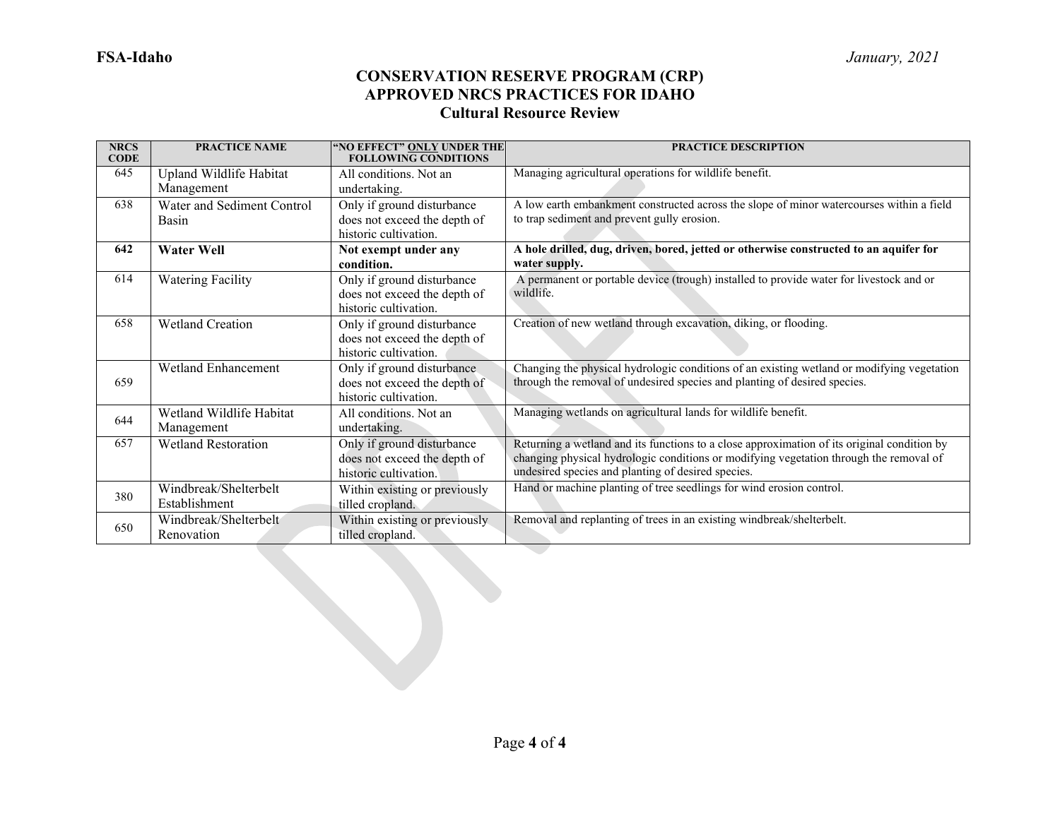# CONSERVATION RESERVE PROGRAM (CRP)
# APPROVED NRCS PRACTICES FOR IDAHO
## Cultural Resource Review

| NRCS CODE | PRACTICE NAME | "NO EFFECT" ONLY UNDER THE FOLLOWING CONDITIONS | PRACTICE DESCRIPTION |
|---|---|---|---|
| 645 | Upland Wildlife Habitat Management | All conditions. Not an undertaking. | Managing agricultural operations for wildlife benefit. |
| 638 | Water and Sediment Control Basin | Only if ground disturbance does not exceed the depth of historic cultivation. | A low earth embankment constructed across the slope of minor watercourses within a field to trap sediment and prevent gully erosion. |
| **642** | **Water Well** | **Not exempt under any condition.** | **A hole drilled, dug, driven, bored, jetted or otherwise constructed to an aquifer for water supply.** |
| 614 | Watering Facility | Only if ground disturbance does not exceed the depth of historic cultivation. | A permanent or portable device (trough) installed to provide water for livestock and or wildlife. |
| 658 | Wetland Creation | Only if ground disturbance does not exceed the depth of historic cultivation. | Creation of new wetland through excavation, diking, or flooding. |
| 659 | Wetland Enhancement | Only if ground disturbance does not exceed the depth of historic cultivation. | Changing the physical hydrologic conditions of an existing wetland or modifying vegetation through the removal of undesired species and planting of desired species. |
| 644 | Wetland Wildlife Habitat Management | All conditions. Not an undertaking. | Managing wetlands on agricultural lands for wildlife benefit. |
| 657 | Wetland Restoration | Only if ground disturbance does not exceed the depth of historic cultivation. | Returning a wetland and its functions to a close approximation of its original condition by changing physical hydrologic conditions or modifying vegetation through the removal of undesired species and planting of desired species. |
| 380 | Windbreak/Shelterbelt Establishment | Within existing or previously tilled cropland. | Hand or machine planting of tree seedlings for wind erosion control. |
| 650 | Windbreak/Shelterbelt Renovation | Within existing or previously tilled cropland. | Removal and replanting of trees in an existing windbreak/shelterbelt. |